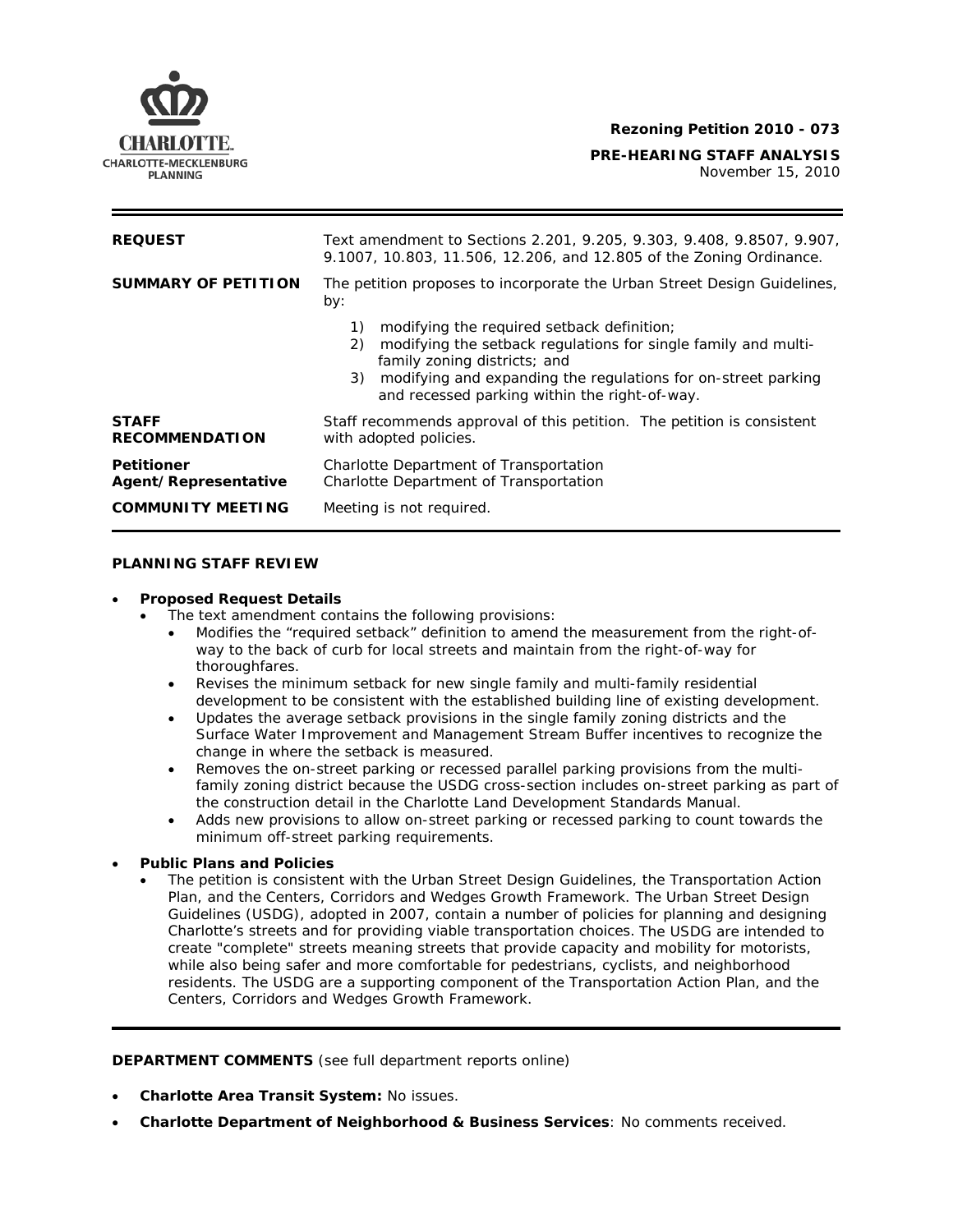**Rezoning Petition 2010 - 073**

**PRE-HEARING STAFF ANALYSIS**
November 15, 2010

| | |
|---|---|
| **REQUEST** | Text amendment to Sections 2.201, 9.205, 9.303, 9.408, 9.8507, 9.907, 9.1007, 10.803, 11.506, 12.206, and 12.805 of the Zoning Ordinance. |
| **SUMMARY OF PETITION** | The petition proposes to incorporate the Urban Street Design Guidelines, by: 1) modifying the required setback definition; 2) modifying the setback regulations for single family and multi-family zoning districts; and 3) modifying and expanding the regulations for on-street parking and recessed parking within the right-of-way. |
| **STAFF RECOMMENDATION** | Staff recommends approval of this petition. The petition is consistent with adopted policies. |
| **Petitioner** | Charlotte Department of Transportation |
| **Agent/Representative** | Charlotte Department of Transportation |
| **COMMUNITY MEETING** | Meeting is not required. |

**PLANNING STAFF REVIEW**

- **Proposed Request Details**
  - The text amendment contains the following provisions:
    - Modifies the "required setback" definition to amend the measurement from the right-of-way to the back of curb for local streets and maintain from the right-of-way for thoroughfares.
    - Revises the minimum setback for new single family and multi-family residential development to be consistent with the established building line of existing development.
    - Updates the average setback provisions in the single family zoning districts and the Surface Water Improvement and Management Stream Buffer incentives to recognize the change in where the setback is measured.
    - Removes the on-street parking or recessed parallel parking provisions from the multi-family zoning district because the USDG cross-section includes on-street parking as part of the construction detail in the Charlotte Land Development Standards Manual.
    - Adds new provisions to allow on-street parking or recessed parking to count towards the minimum off-street parking requirements.
- **Public Plans and Policies**
  - The petition is consistent with the Urban Street Design Guidelines, the Transportation Action Plan, and the Centers, Corridors and Wedges Growth Framework. The Urban Street Design Guidelines (USDG), adopted in 2007, contain a number of policies for planning and designing Charlotte's streets and for providing viable transportation choices. The USDG are intended to create "complete" streets meaning streets that provide capacity and mobility for motorists, while also being safer and more comfortable for pedestrians, cyclists, and neighborhood residents. The USDG are a supporting component of the Transportation Action Plan, and the Centers, Corridors and Wedges Growth Framework.

**DEPARTMENT COMMENTS** (see full department reports online)

- **Charlotte Area Transit System:** No issues.
- **Charlotte Department of Neighborhood & Business Services**: No comments received.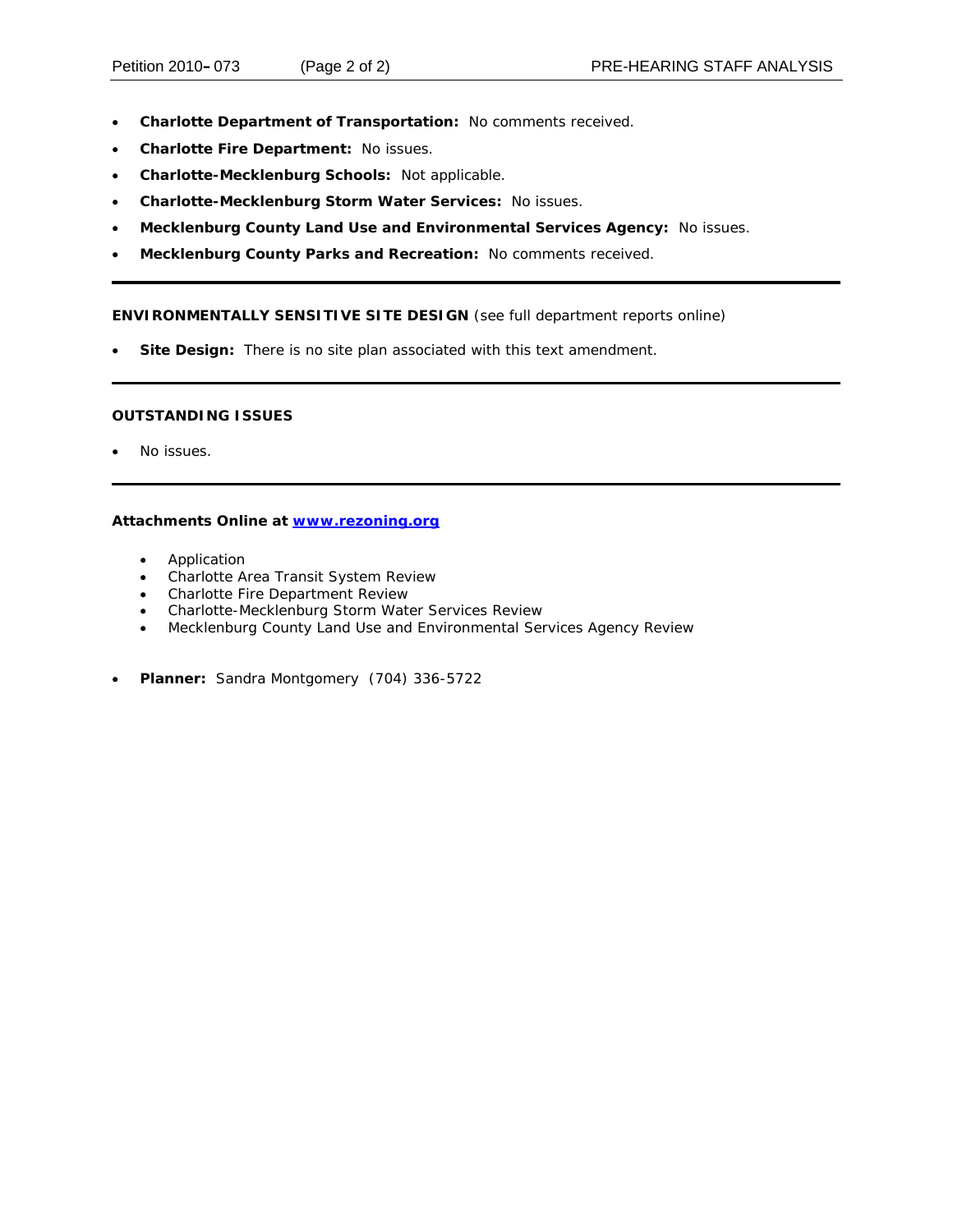- **Charlotte Department of Transportation:** No comments received.
- **Charlotte Fire Department:** No issues.
- **Charlotte-Mecklenburg Schools:** Not applicable.
- **Charlotte-Mecklenburg Storm Water Services:** No issues.
- **Mecklenburg County Land Use and Environmental Services Agency:** No issues.
- **Mecklenburg County Parks and Recreation:** No comments received.

---

**ENVIRONMENTALLY SENSITIVE SITE DESIGN** (see full department reports online)

- **Site Design:** There is no site plan associated with this text amendment.

---

**OUTSTANDING ISSUES**

- No issues.

---

**Attachments Online at [www.rezoning.org](http://www.rezoning.org)**

- Application
- Charlotte Area Transit System Review
- Charlotte Fire Department Review
- Charlotte-Mecklenburg Storm Water Services Review
- Mecklenburg County Land Use and Environmental Services Agency Review

- **Planner:** Sandra Montgomery (704) 336-5722